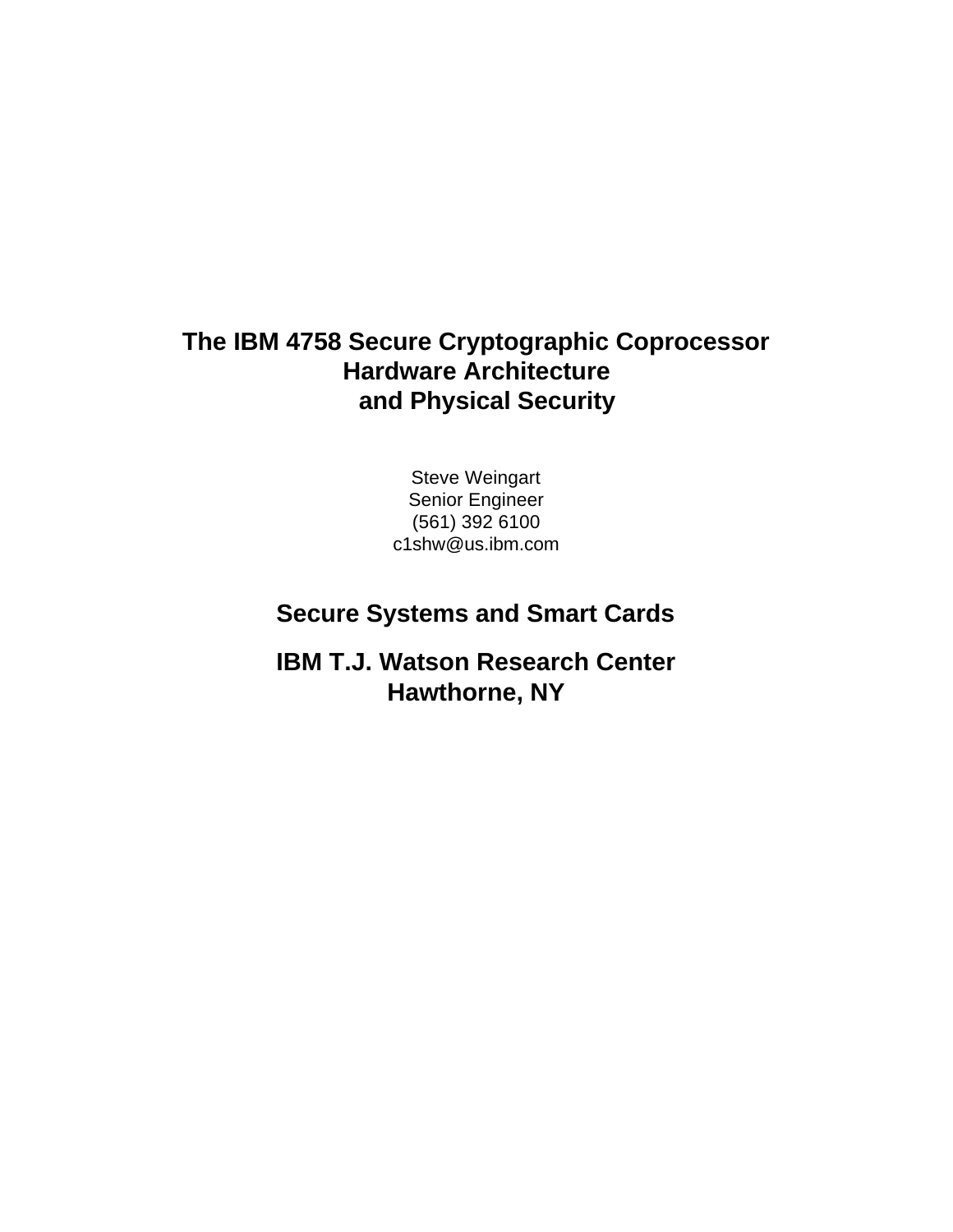# The IBM 4758 Secure Cryptographic Coprocessor Hardware Architecture and Physical Security

Steve Weingart
Senior Engineer
(561) 392 6100
c1shw@us.ibm.com

## Secure Systems and Smart Cards

## IBM T.J. Watson Research Center
## Hawthorne, NY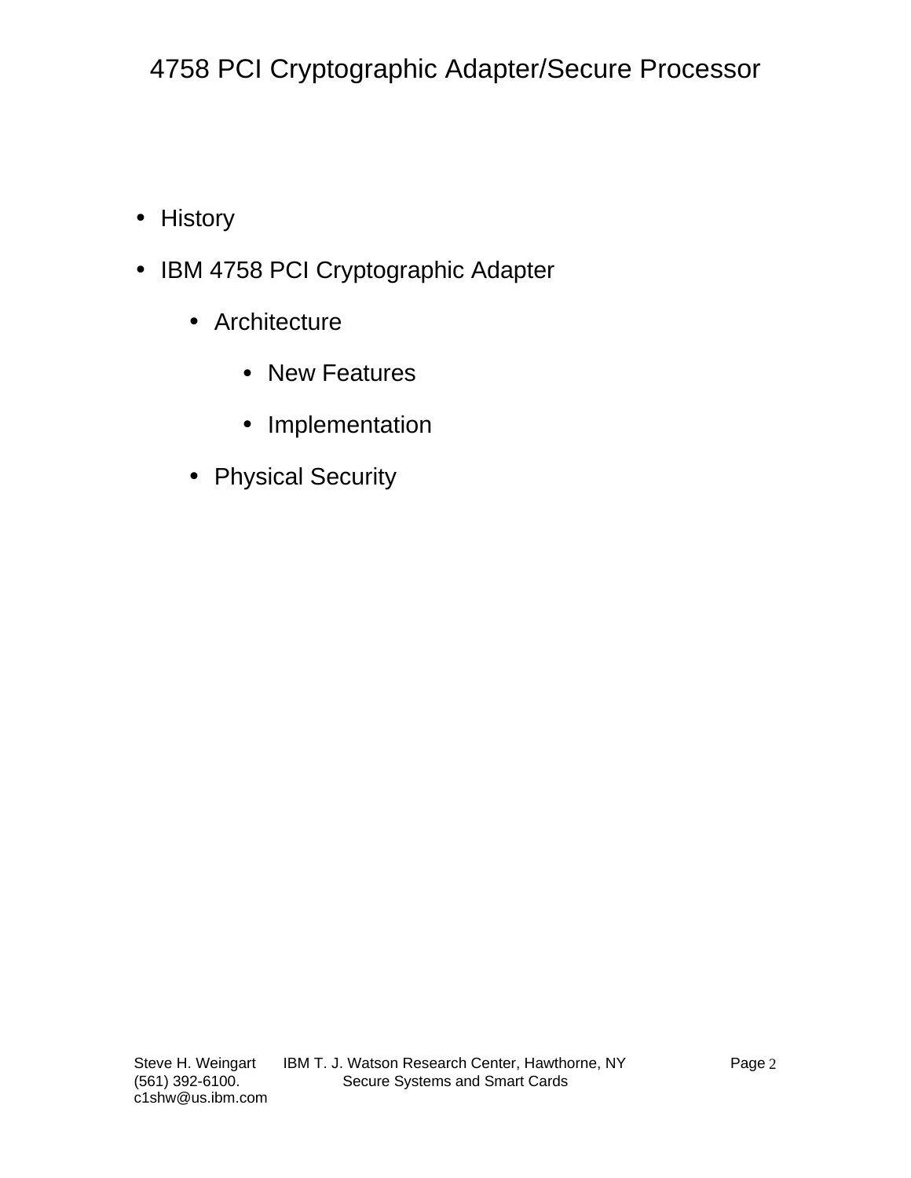# 4758 PCI Cryptographic Adapter/Secure Processor

- History
- IBM 4758 PCI Cryptographic Adapter
  - Architecture
    - New Features
    - Implementation
  - Physical Security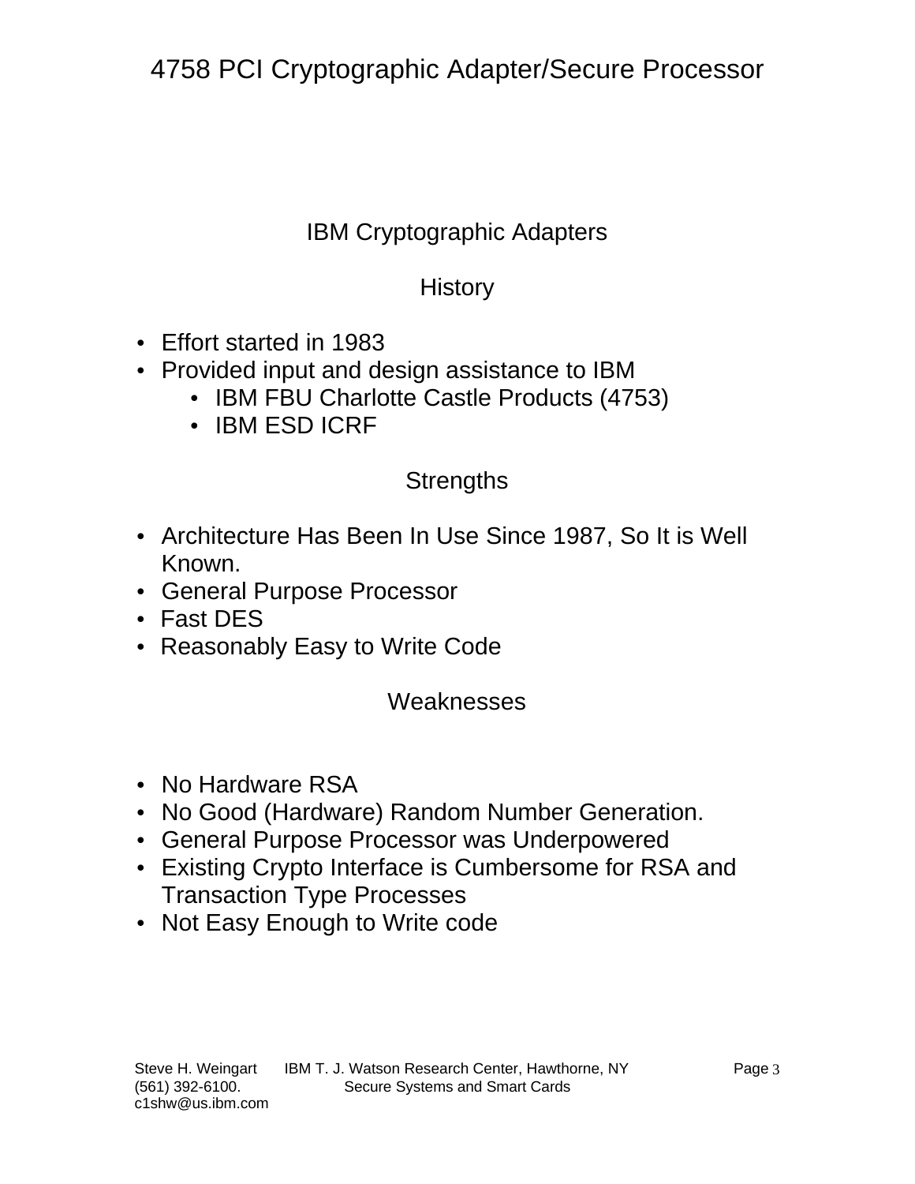## IBM Cryptographic Adapters

### History

- Effort started in 1983
- Provided input and design assistance to IBM
  - IBM FBU Charlotte Castle Products (4753)
  - IBM ESD ICRF

### Strengths

- Architecture Has Been In Use Since 1987, So It is Well Known.
- General Purpose Processor
- Fast DES
- Reasonably Easy to Write Code

### Weaknesses

- No Hardware RSA
- No Good (Hardware) Random Number Generation.
- General Purpose Processor was Underpowered
- Existing Crypto Interface is Cumbersome for RSA and Transaction Type Processes
- Not Easy Enough to Write code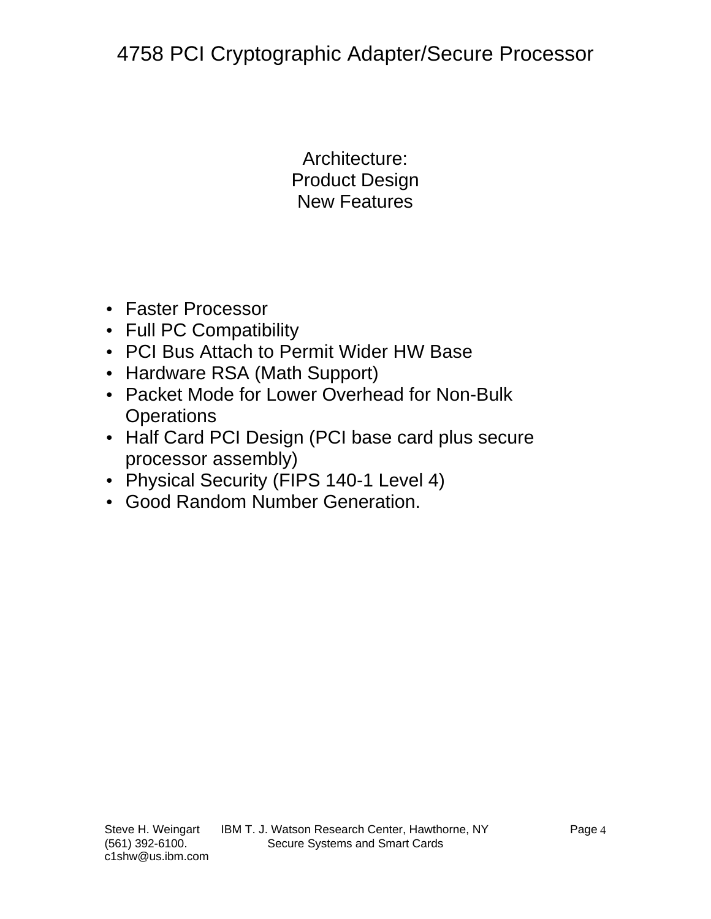## Architecture:
## Product Design
## New Features

- Faster Processor
- Full PC Compatibility
- PCI Bus Attach to Permit Wider HW Base
- Hardware RSA (Math Support)
- Packet Mode for Lower Overhead for Non-Bulk Operations
- Half Card PCI Design (PCI base card plus secure processor assembly)
- Physical Security (FIPS 140-1 Level 4)
- Good Random Number Generation.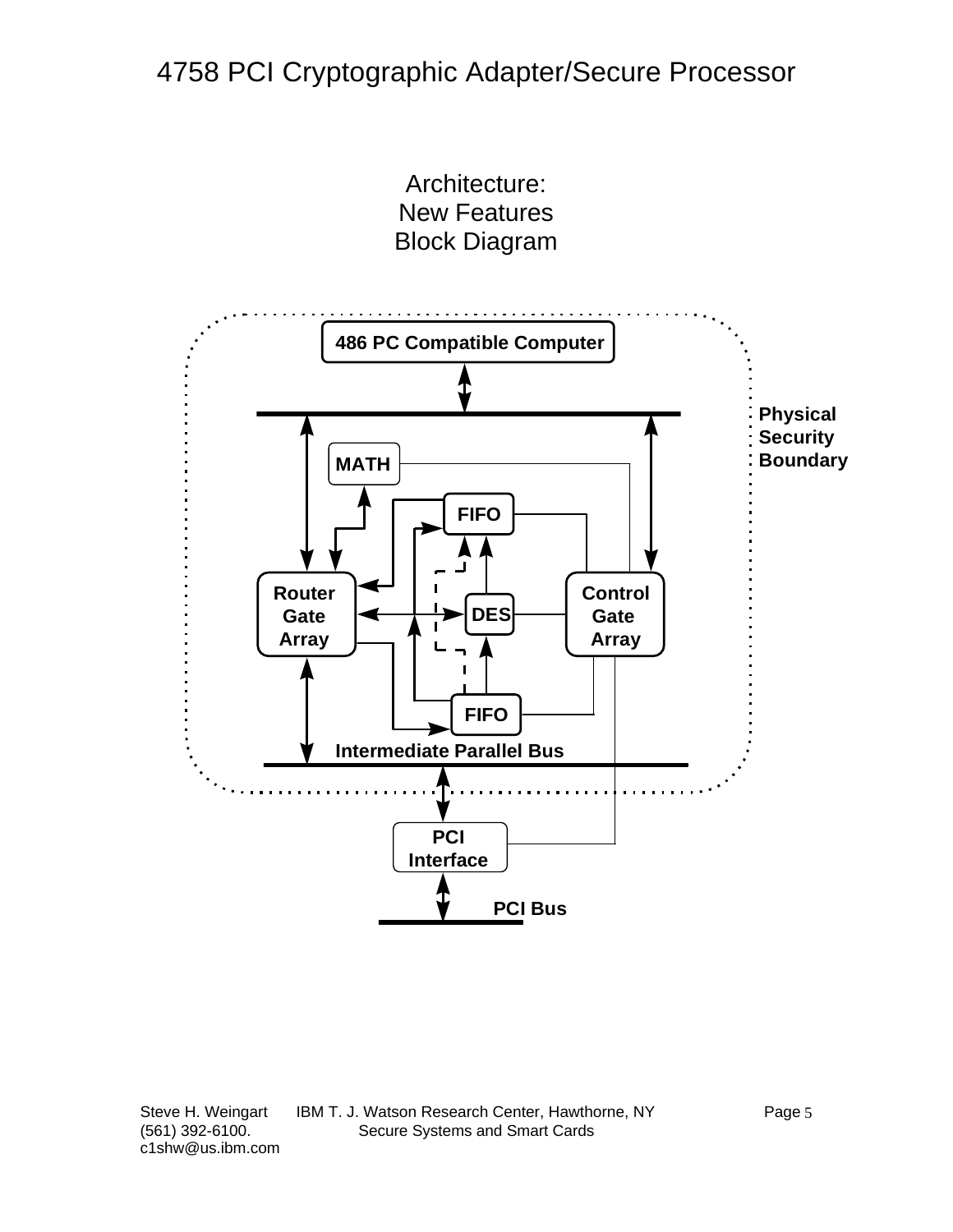# 4758 PCI Cryptographic Adapter/Secure Processor

## Architecture: New Features Block Diagram

486 PC Compatible Computer

Physical Security Boundary

MATH

FIFO

Router Gate Array

DES

Control Gate Array

FIFO

Intermediate Parallel Bus

PCI Interface

PCI Bus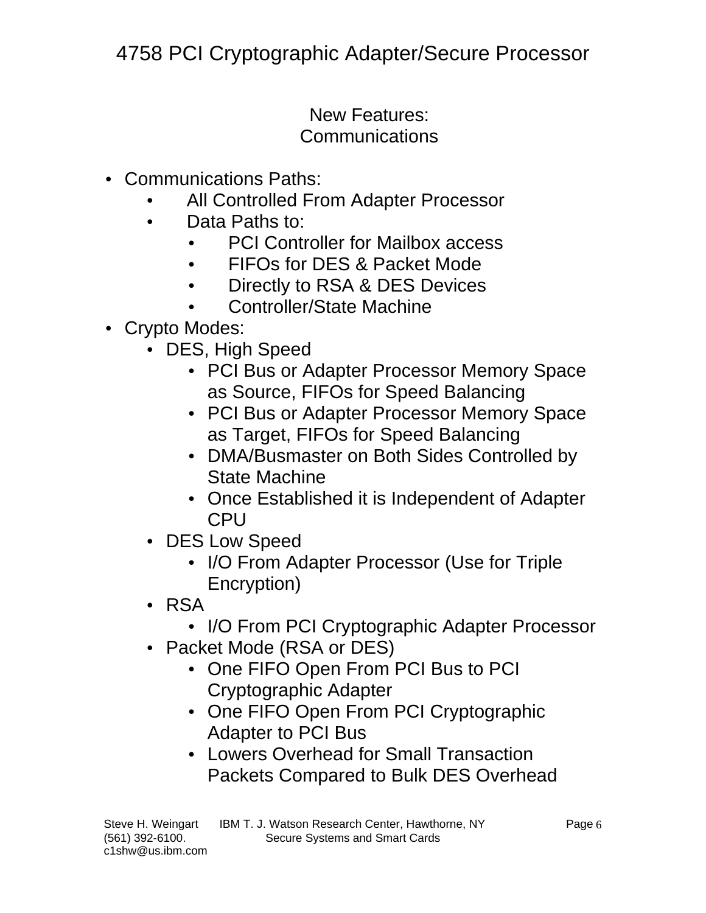# 4758 PCI Cryptographic Adapter/Secure Processor

## New Features: Communications

- Communications Paths:
  - All Controlled From Adapter Processor
  - Data Paths to:
    - PCI Controller for Mailbox access
    - FIFOs for DES & Packet Mode
    - Directly to RSA & DES Devices
    - Controller/State Machine
- Crypto Modes:
  - DES, High Speed
    - PCI Bus or Adapter Processor Memory Space as Source, FIFOs for Speed Balancing
    - PCI Bus or Adapter Processor Memory Space as Target, FIFOs for Speed Balancing
    - DMA/Busmaster on Both Sides Controlled by State Machine
    - Once Established it is Independent of Adapter CPU
  - DES Low Speed
    - I/O From Adapter Processor (Use for Triple Encryption)
  - RSA
    - I/O From PCI Cryptographic Adapter Processor
  - Packet Mode (RSA or DES)
    - One FIFO Open From PCI Bus to PCI Cryptographic Adapter
    - One FIFO Open From PCI Cryptographic Adapter to PCI Bus
    - Lowers Overhead for Small Transaction Packets Compared to Bulk DES Overhead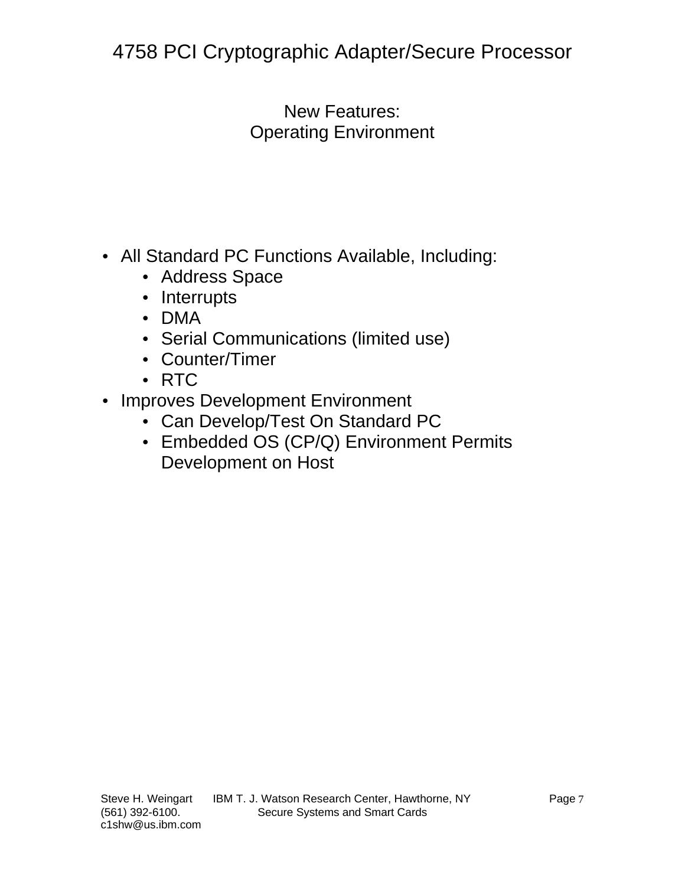# 4758 PCI Cryptographic Adapter/Secure Processor

## New Features: Operating Environment

- All Standard PC Functions Available, Including:
  - Address Space
  - Interrupts
  - DMA
  - Serial Communications (limited use)
  - Counter/Timer
  - RTC
- Improves Development Environment
  - Can Develop/Test On Standard PC
  - Embedded OS (CP/Q) Environment Permits Development on Host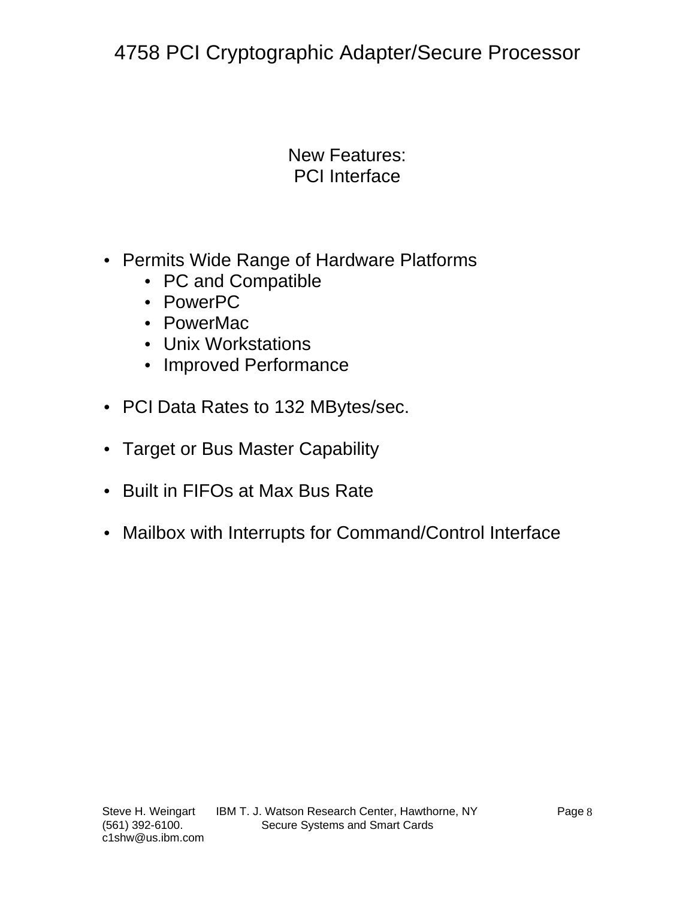## New Features:
## PCI Interface

- Permits Wide Range of Hardware Platforms
  - PC and Compatible
  - PowerPC
  - PowerMac
  - Unix Workstations
  - Improved Performance

- PCI Data Rates to 132 MBytes/sec.

- Target or Bus Master Capability

- Built in FIFOs at Max Bus Rate

- Mailbox with Interrupts for Command/Control Interface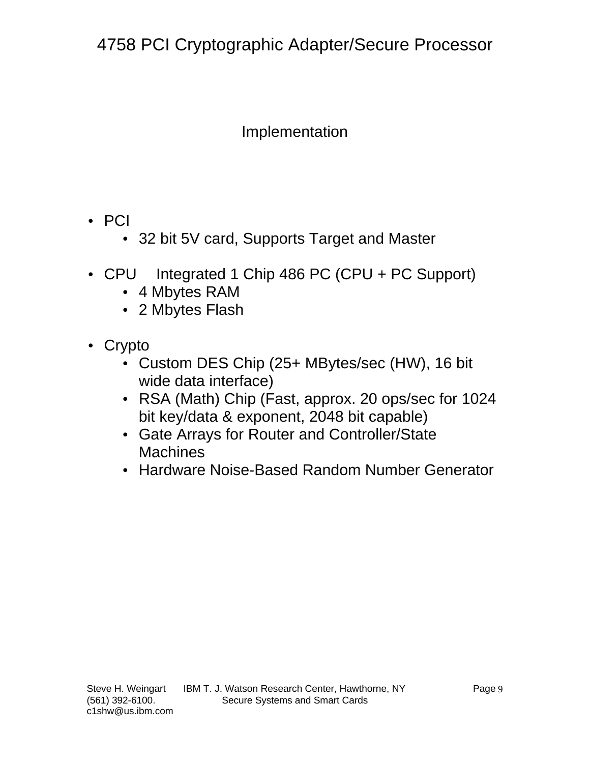# 4758 PCI Cryptographic Adapter/Secure Processor

## Implementation

- PCI
  - 32 bit 5V card, Supports Target and Master
- CPU Integrated 1 Chip 486 PC (CPU + PC Support)
  - 4 Mbytes RAM
  - 2 Mbytes Flash
- Crypto
  - Custom DES Chip (25+ MBytes/sec (HW), 16 bit wide data interface)
  - RSA (Math) Chip (Fast, approx. 20 ops/sec for 1024 bit key/data & exponent, 2048 bit capable)
  - Gate Arrays for Router and Controller/State Machines
  - Hardware Noise-Based Random Number Generator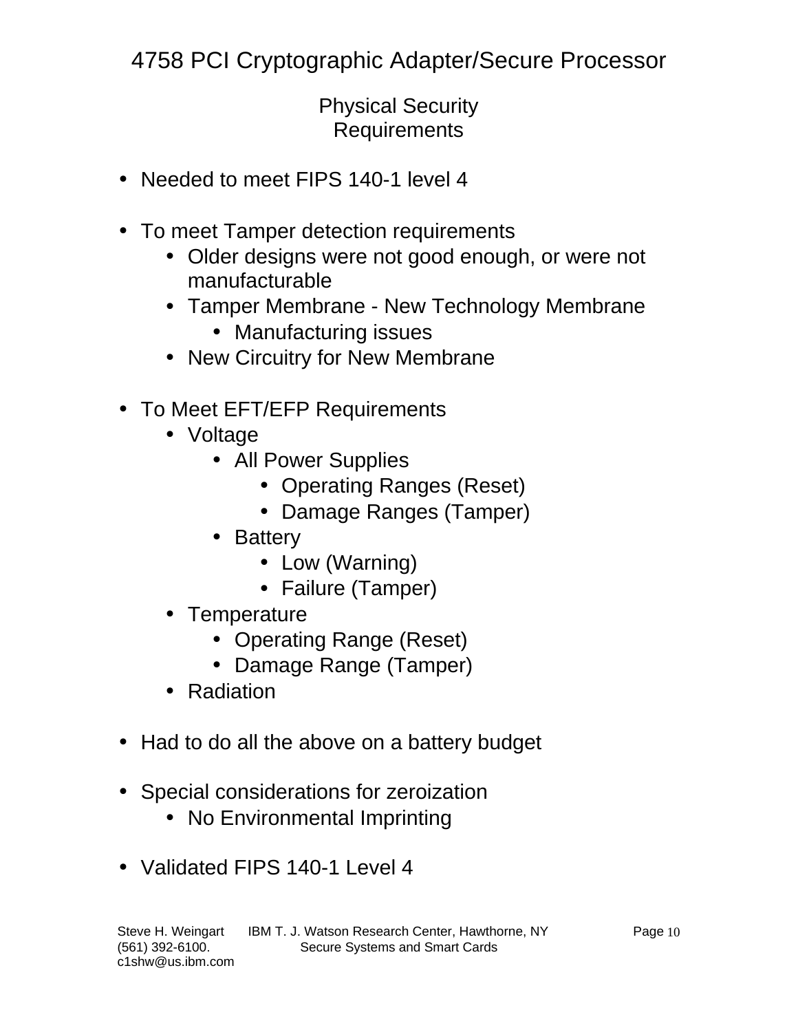# 4758 PCI Cryptographic Adapter/Secure Processor

## Physical Security Requirements

- Needed to meet FIPS 140-1 level 4
- To meet Tamper detection requirements
  - Older designs were not good enough, or were not manufacturable
  - Tamper Membrane - New Technology Membrane
    - Manufacturing issues
  - New Circuitry for New Membrane
- To Meet EFT/EFP Requirements
  - Voltage
    - All Power Supplies
      - Operating Ranges (Reset)
      - Damage Ranges (Tamper)
    - Battery
      - Low (Warning)
      - Failure (Tamper)
  - Temperature
    - Operating Range (Reset)
    - Damage Range (Tamper)
  - Radiation
- Had to do all the above on a battery budget
- Special considerations for zeroization
  - No Environmental Imprinting
- Validated FIPS 140-1 Level 4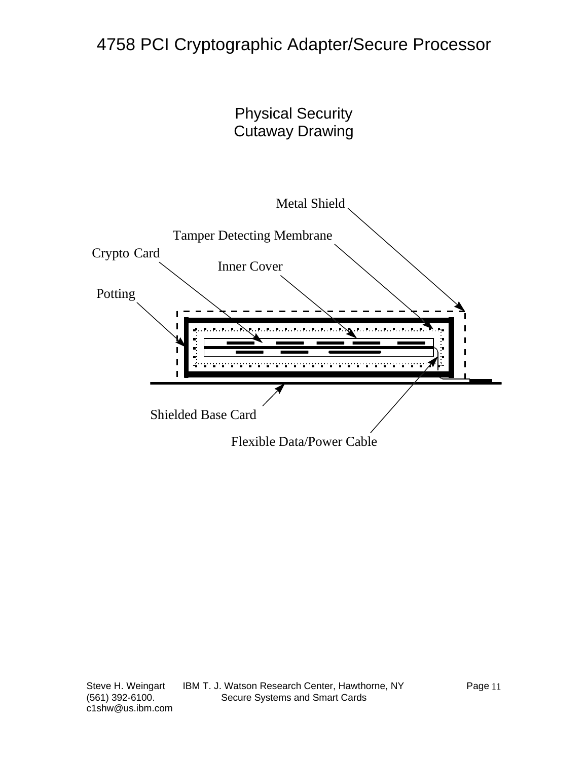# 4758 PCI Cryptographic Adapter/Secure Processor

## Physical Security
## Cutaway Drawing

Metal Shield

Tamper Detecting Membrane

Crypto Card

Inner Cover

Potting

Shielded Base Card

Flexible Data/Power Cable